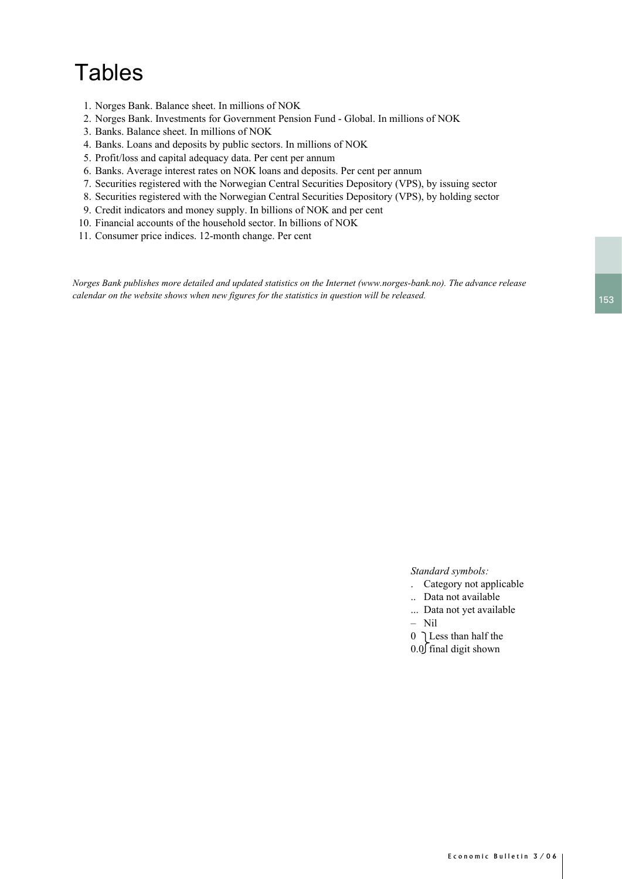# Tables

1. Norges Bank. Balance sheet. In millions of NOK
2. Norges Bank. Investments for Government Pension Fund - Global. In millions of NOK
3. Banks. Balance sheet. In millions of NOK
4. Banks. Loans and deposits by public sectors. In millions of NOK
5. Profit/loss and capital adequacy data. Per cent per annum
6. Banks. Average interest rates on NOK loans and deposits. Per cent per annum
7. Securities registered with the Norwegian Central Securities Depository (VPS), by issuing sector
8. Securities registered with the Norwegian Central Securities Depository (VPS), by holding sector
9. Credit indicators and money supply. In billions of NOK and per cent
10. Financial accounts of the household sector. In billions of NOK
11. Consumer price indices. 12-month change. Per cent

*Norges Bank publishes more detailed and updated statistics on the Internet (www.norges-bank.no). The advance release calendar on the website shows when new figures for the statistics in question will be released.*

*Standard symbols:*

. Category not applicable
.. Data not available
... Data not yet available
– Nil
0 } Less than half the
0.0 } final digit shown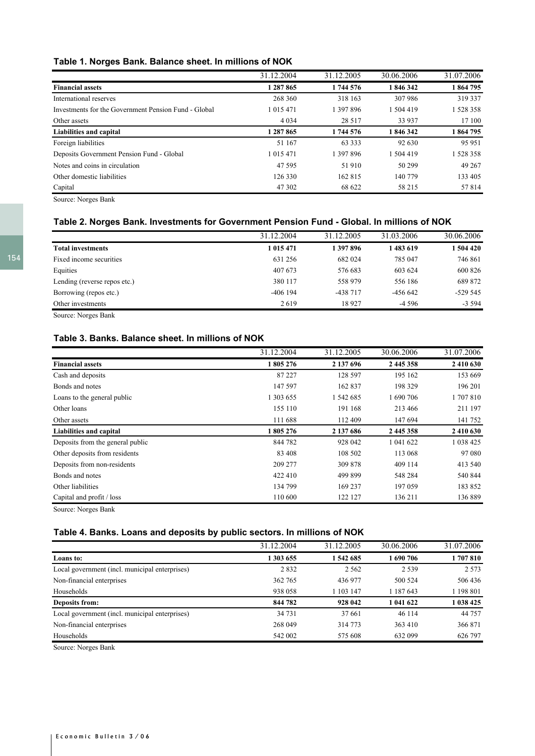### Table 1. Norges Bank. Balance sheet. In millions of NOK

| | 31.12.2004 | 31.12.2005 | 30.06.2006 | 31.07.2006 |
|---|---|---|---|---|
| **Financial assets** | **1 287 865** | **1 744 576** | **1 846 342** | **1 864 795** |
| International reserves | 268 360 | 318 163 | 307 986 | 319 337 |
| Investments for the Government Pension Fund - Global | 1 015 471 | 1 397 896 | 1 504 419 | 1 528 358 |
| Other assets | 4 034 | 28 517 | 33 937 | 17 100 |
| **Liabilities and capital** | **1 287 865** | **1 744 576** | **1 846 342** | **1 864 795** |
| Foreign liabilities | 51 167 | 63 333 | 92 630 | 95 951 |
| Deposits Government Pension Fund - Global | 1 015 471 | 1 397 896 | 1 504 419 | 1 528 358 |
| Notes and coins in circulation | 47 595 | 51 910 | 50 299 | 49 267 |
| Other domestic liabilities | 126 330 | 162 815 | 140 779 | 133 405 |
| Capital | 47 302 | 68 622 | 58 215 | 57 814 |

Source: Norges Bank

### Table 2. Norges Bank. Investments for Government Pension Fund - Global. In millions of NOK

| | 31.12.2004 | 31.12.2005 | 31.03.2006 | 30.06.2006 |
|---|---|---|---|---|
| **Total investments** | **1 015 471** | **1 397 896** | **1 483 619** | **1 504 420** |
| Fixed income securities | 631 256 | 682 024 | 785 047 | 746 861 |
| Equities | 407 673 | 576 683 | 603 624 | 600 826 |
| Lending (reverse repos etc.) | 380 117 | 558 979 | 556 186 | 689 872 |
| Borrowing (repos etc.) | -406 194 | -438 717 | -456 642 | -529 545 |
| Other investments | 2 619 | 18 927 | -4 596 | -3 594 |

Source: Norges Bank

### Table 3. Banks. Balance sheet. In millions of NOK

| | 31.12.2004 | 31.12.2005 | 30.06.2006 | 31.07.2006 |
|---|---|---|---|---|
| **Financial assets** | **1 805 276** | **2 137 696** | **2 445 358** | **2 410 630** |
| Cash and deposits | 87 227 | 128 597 | 195 162 | 153 669 |
| Bonds and notes | 147 597 | 162 837 | 198 329 | 196 201 |
| Loans to the general public | 1 303 655 | 1 542 685 | 1 690 706 | 1 707 810 |
| Other loans | 155 110 | 191 168 | 213 466 | 211 197 |
| Other assets | 111 688 | 112 409 | 147 694 | 141 752 |
| **Liabilities and capital** | **1 805 276** | **2 137 686** | **2 445 358** | **2 410 630** |
| Deposits from the general public | 844 782 | 928 042 | 1 041 622 | 1 038 425 |
| Other deposits from residents | 83 408 | 108 502 | 113 068 | 97 080 |
| Deposits from non-residents | 209 277 | 309 878 | 409 114 | 413 540 |
| Bonds and notes | 422 410 | 499 899 | 548 284 | 540 844 |
| Other liabilities | 134 799 | 169 237 | 197 059 | 183 852 |
| Capital and profit / loss | 110 600 | 122 127 | 136 211 | 136 889 |

Source: Norges Bank

### Table 4. Banks. Loans and deposits by public sectors. In millions of NOK

| | 31.12.2004 | 31.12.2005 | 30.06.2006 | 31.07.2006 |
|---|---|---|---|---|
| **Loans to:** | **1 303 655** | **1 542 685** | **1 690 706** | **1 707 810** |
| Local government (incl. municipal enterprises) | 2 832 | 2 562 | 2 539 | 2 573 |
| Non-financial enterprises | 362 765 | 436 977 | 500 524 | 506 436 |
| Households | 938 058 | 1 103 147 | 1 187 643 | 1 198 801 |
| **Deposits from:** | **844 782** | **928 042** | **1 041 622** | **1 038 425** |
| Local government (incl. municipal enterprises) | 34 731 | 37 661 | 46 114 | 44 757 |
| Non-financial enterprises | 268 049 | 314 773 | 363 410 | 366 871 |
| Households | 542 002 | 575 608 | 632 099 | 626 797 |

Source: Norges Bank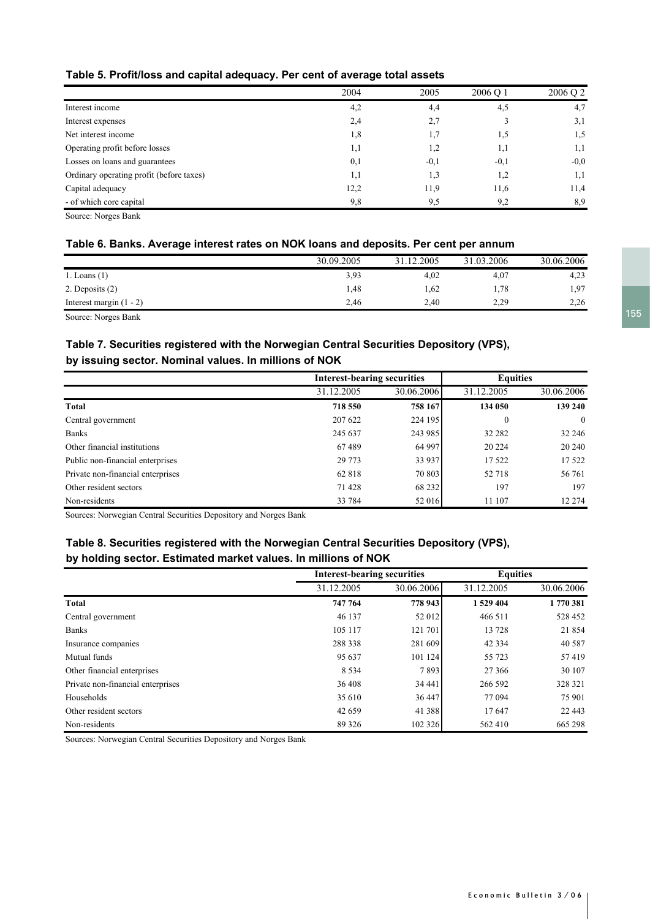### Table 5. Profit/loss and capital adequacy. Per cent of average total assets

| | 2004 | 2005 | 2006 Q 1 | 2006 Q 2 |
|---|---|---|---|---|
| Interest income | 4,2 | 4,4 | 4,5 | 4,7 |
| Interest expenses | 2,4 | 2,7 | 3 | 3,1 |
| Net interest income | 1,8 | 1,7 | 1,5 | 1,5 |
| Operating profit before losses | 1,1 | 1,2 | 1,1 | 1,1 |
| Losses on loans and guarantees | 0,1 | -0,1 | -0,1 | -0,0 |
| Ordinary operating profit (before taxes) | 1,1 | 1,3 | 1,2 | 1,1 |
| Capital adequacy | 12,2 | 11,9 | 11,6 | 11,4 |
| - of which core capital | 9,8 | 9,5 | 9,2 | 8,9 |

Source: Norges Bank

### Table 6. Banks. Average interest rates on NOK loans and deposits. Per cent per annum

| | 30.09.2005 | 31.12.2005 | 31.03.2006 | 30.06.2006 |
|---|---|---|---|---|
| 1. Loans (1) | 3,93 | 4,02 | 4,07 | 4,23 |
| 2. Deposits (2) | 1,48 | 1,62 | 1,78 | 1,97 |
| Interest margin (1 - 2) | 2,46 | 2,40 | 2,29 | 2,26 |

Source: Norges Bank

### Table 7. Securities registered with the Norwegian Central Securities Depository (VPS), by issuing sector. Nominal values. In millions of NOK

| | Interest-bearing securities | | Equities | |
|---|---|---|---|---|
| | 31.12.2005 | 30.06.2006 | 31.12.2005 | 30.06.2006 |
| **Total** | **718 550** | **758 167** | **134 050** | **139 240** |
| Central government | 207 622 | 224 195 | 0 | 0 |
| Banks | 245 637 | 243 985 | 32 282 | 32 246 |
| Other financial institutions | 67 489 | 64 997 | 20 224 | 20 240 |
| Public non-financial enterprises | 29 773 | 33 937 | 17 522 | 17 522 |
| Private non-financial enterprises | 62 818 | 70 803 | 52 718 | 56 761 |
| Other resident sectors | 71 428 | 68 232 | 197 | 197 |
| Non-residents | 33 784 | 52 016 | 11 107 | 12 274 |

Sources: Norwegian Central Securities Depository and Norges Bank

### Table 8. Securities registered with the Norwegian Central Securities Depository (VPS), by holding sector. Estimated market values. In millions of NOK

| | Interest-bearing securities | | Equities | |
|---|---|---|---|---|
| | 31.12.2005 | 30.06.2006 | 31.12.2005 | 30.06.2006 |
| **Total** | **747 764** | **778 943** | **1 529 404** | **1 770 381** |
| Central government | 46 137 | 52 012 | 466 511 | 528 452 |
| Banks | 105 117 | 121 701 | 13 728 | 21 854 |
| Insurance companies | 288 338 | 281 609 | 42 334 | 40 587 |
| Mutual funds | 95 637 | 101 124 | 55 723 | 57 419 |
| Other financial enterprises | 8 534 | 7 893 | 27 366 | 30 107 |
| Private non-financial enterprises | 36 408 | 34 441 | 266 592 | 328 321 |
| Households | 35 610 | 36 447 | 77 094 | 75 901 |
| Other resident sectors | 42 659 | 41 388 | 17 647 | 22 443 |
| Non-residents | 89 326 | 102 326 | 562 410 | 665 298 |

Sources: Norwegian Central Securities Depository and Norges Bank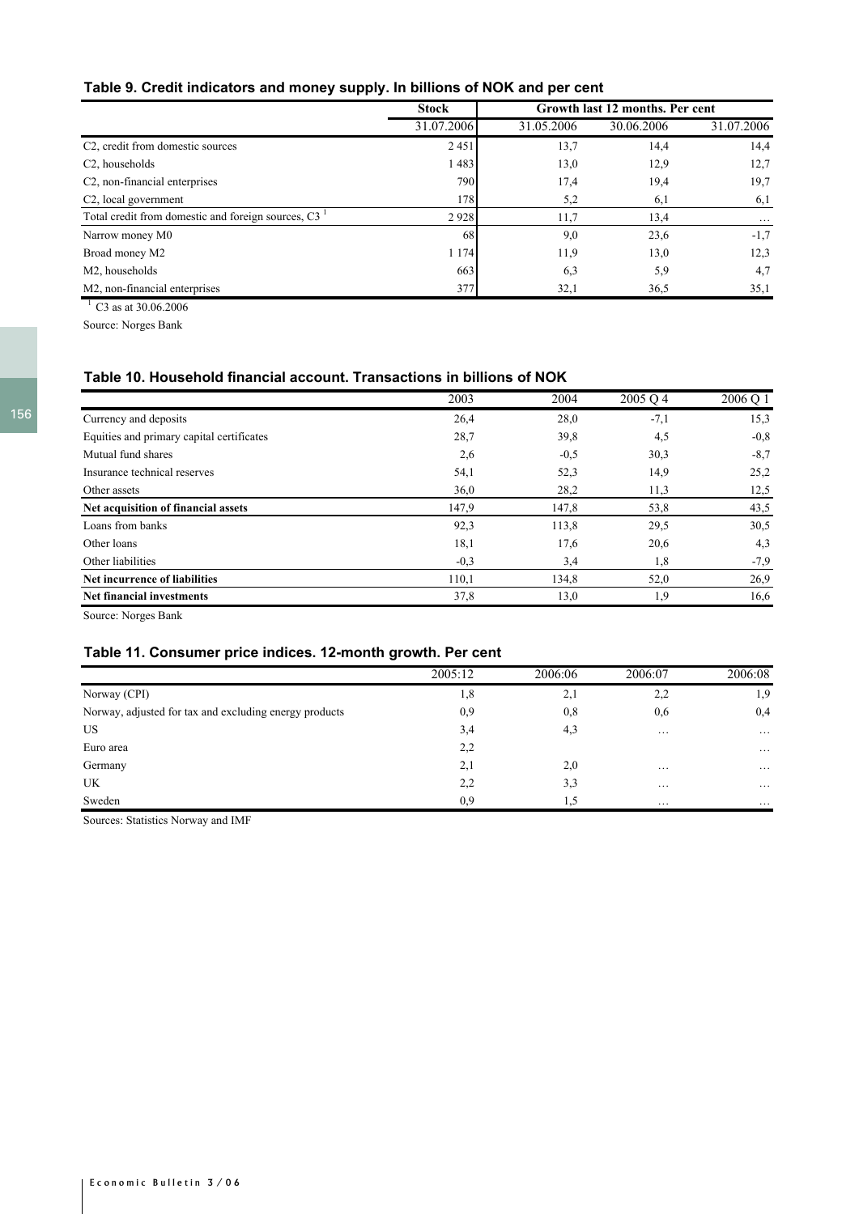### Table 9. Credit indicators and money supply. In billions of NOK and per cent

| | Stock | Growth last 12 months. Per cent | | |
|---|---|---|---|---|
| | 31.07.2006 | 31.05.2006 | 30.06.2006 | 31.07.2006 |
| C2, credit from domestic sources | 2 451 | 13,7 | 14,4 | 14,4 |
| C2, households | 1 483 | 13,0 | 12,9 | 12,7 |
| C2, non-financial enterprises | 790 | 17,4 | 19,4 | 19,7 |
| C2, local government | 178 | 5,2 | 6,1 | 6,1 |
| Total credit from domestic and foreign sources, C3 [1] | 2 928 | 11,7 | 13,4 | … |
| Narrow money M0 | 68 | 9,0 | 23,6 | -1,7 |
| Broad money M2 | 1 174 | 11,9 | 13,0 | 12,3 |
| M2, households | 663 | 6,3 | 5,9 | 4,7 |
| M2, non-financial enterprises | 377 | 32,1 | 36,5 | 35,1 |

[1] C3 as at 30.06.2006

Source: Norges Bank

### Table 10. Household financial account. Transactions in billions of NOK

| | 2003 | 2004 | 2005 Q 4 | 2006 Q 1 |
|---|---|---|---|---|
| Currency and deposits | 26,4 | 28,0 | -7,1 | 15,3 |
| Equities and primary capital certificates | 28,7 | 39,8 | 4,5 | -0,8 |
| Mutual fund shares | 2,6 | -0,5 | 30,3 | -8,7 |
| Insurance technical reserves | 54,1 | 52,3 | 14,9 | 25,2 |
| Other assets | 36,0 | 28,2 | 11,3 | 12,5 |
| **Net acquisition of financial assets** | 147,9 | 147,8 | 53,8 | 43,5 |
| Loans from banks | 92,3 | 113,8 | 29,5 | 30,5 |
| Other loans | 18,1 | 17,6 | 20,6 | 4,3 |
| Other liabilities | -0,3 | 3,4 | 1,8 | -7,9 |
| **Net incurrence of liabilities** | 110,1 | 134,8 | 52,0 | 26,9 |
| **Net financial investments** | 37,8 | 13,0 | 1,9 | 16,6 |

Source: Norges Bank

### Table 11. Consumer price indices. 12-month growth. Per cent

| | 2005:12 | 2006:06 | 2006:07 | 2006:08 |
|---|---|---|---|---|
| Norway (CPI) | 1,8 | 2,1 | 2,2 | 1,9 |
| Norway, adjusted for tax and excluding energy products | 0,9 | 0,8 | 0,6 | 0,4 |
| US | 3,4 | 4,3 | … | … |
| Euro area | 2,2 | | | … |
| Germany | 2,1 | 2,0 | … | … |
| UK | 2,2 | 3,3 | … | … |
| Sweden | 0,9 | 1,5 | … | … |

Sources: Statistics Norway and IMF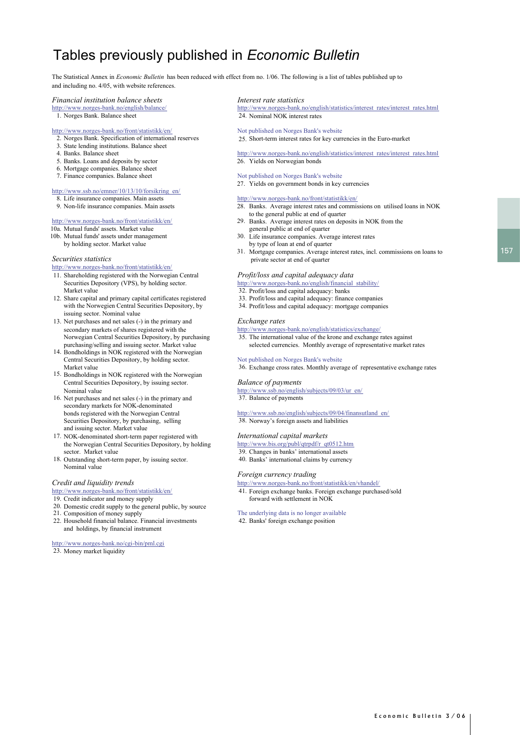# Tables previously published in *Economic Bulletin*

The Statistical Annex in *Economic Bulletin* has been reduced with effect from no. 1/06. The following is a list of tables published up to and including no. 4/05, with website references.

### *Financial institution balance sheets*

http://www.norges-bank.no/english/balance/

1. Norges Bank. Balance sheet

http://www.norges-bank.no/front/statistikk/en/

2. Norges Bank. Specification of international reserves
3. State lending institutions. Balance sheet
4. Banks. Balance sheet
5. Banks. Loans and deposits by sector
6. Mortgage companies. Balance sheet
7. Finance companies. Balance sheet

http://www.ssb.no/emner/10/13/10/forsikring_en/

8. Life insurance companies. Main assets
9. Non-life insurance companies. Main assets

http://www.norges-bank.no/front/statistikk/en/

10a. Mutual funds' assets. Market value
10b. Mutual funds' assets under management by holding sector. Market value

### *Securities statistics*

http://www.norges-bank.no/front/statistikk/en/

11. Shareholding registered with the Norwegian Central Securities Depository (VPS), by holding sector. Market value
12. Share capital and primary capital certificates registered with the Norwegien Central Securities Depository, by issuing sector. Nominal value
13. Net purchases and net sales (-) in the primary and secondary markets of shares registered with the Norwegian Central Securities Depository, by purchasing purchasing/selling and issuing sector. Market value
14. Bondholdings in NOK registered with the Norwegian Central Securities Depository, by holding sector. Market value
15. Bondholdings in NOK registered with the Norwegian Central Securities Depository, by issuing sector. Nominal value
16. Net purchases and net sales (-) in the primary and secondary markets for NOK-denominated bonds registered with the Norwegian Central Securities Depository, by purchasing, selling and issuing sector. Market value
17. NOK-denominated short-term paper registered with the Norwegian Central Securities Depository, by holding sector. Market value
18. Outstanding short-term paper, by issuing sector. Nominal value

### *Credit and liquidity trends*

http://www.norges-bank.no/front/statistikk/en/

19. Credit indicator and money supply
20. Domestic credit supply to the general public, by source
21. Composition of money supply
22. Household financial balance. Financial investments and holdings, by financial instrument

http://www.norges-bank.no/cgi-bin/pml.cgi

23. Money market liquidity

### *Interest rate statistics*

http://www.norges-bank.no/english/statistics/interest_rates/interest_rates.html

24. Nominal NOK interest rates

Not published on Norges Bank's website

25. Short-term interest rates for key currencies in the Euro-market

http://www.norges-bank.no/english/statistics/interest_rates/interest_rates.html

26. Yields on Norwegian bonds

Not published on Norges Bank's website

27. Yields on government bonds in key currencies

http://www.norges-bank.no/front/statistikk/en/

28. Banks. Average interest rates and commissions on utilised loans in NOK to the general public at end of quarter
29. Banks. Average interest rates on deposits in NOK from the general public at end of quarter
30. Life insurance companies. Average interest rates by type of loan at end of quarter
31. Mortgage companies. Average interest rates, incl. commissions on loans to private sector at end of quarter

### *Profit/loss and capital adequacy data*

http://www.norges-bank.no/english/financial_stability/

32. Profit/loss and capital adequacy: banks
33. Profit/loss and capital adequacy: finance companies
34. Profit/loss and capital adequacy: mortgage companies

### *Exchange rates*

http://www.norges-bank.no/english/statistics/exchange/

35. The international value of the krone and exchange rates against selected currencies. Monthly average of representative market rates

Not published on Norges Bank's website

36. Exchange cross rates. Monthly average of representative exchange rates

### *Balance of payments*

http://www.ssb.no/english/subjects/09/03/ur_en/

37. Balance of payments

http://www.ssb.no/english/subjects/09/04/finansutland_en/

38. Norway's foreign assets and liabilities

### *International capital markets*

http://www.bis.org/publ/qtrpdf/r_qt0512.htm

39. Changes in banks' international assets
40. Banks' international claims by currency

### *Foreign currency trading*

http://www.norges-bank.no/front/statistikk/en/vhandel/

41. Foreign exchange banks. Foreign exchange purchased/sold forward with settlement in NOK

The underlying data is no longer available

42. Banks' foreign exchange position